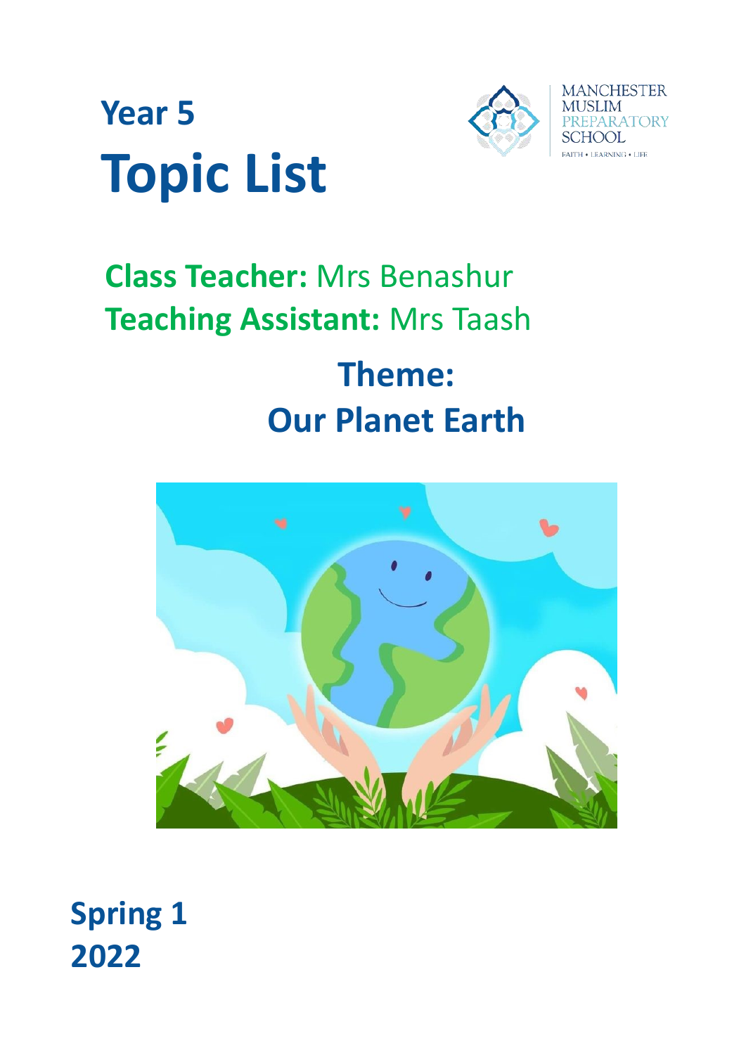# Year 5
# Topic List

MANCHESTER MUSLIM PREPARATORY SCHOOL

FAITH • LEARNING • LIFE

**Class Teacher:** Mrs Benashur

**Teaching Assistant:** Mrs Taash

## Theme:
## Our Planet Earth

**Spring 1**
**2022**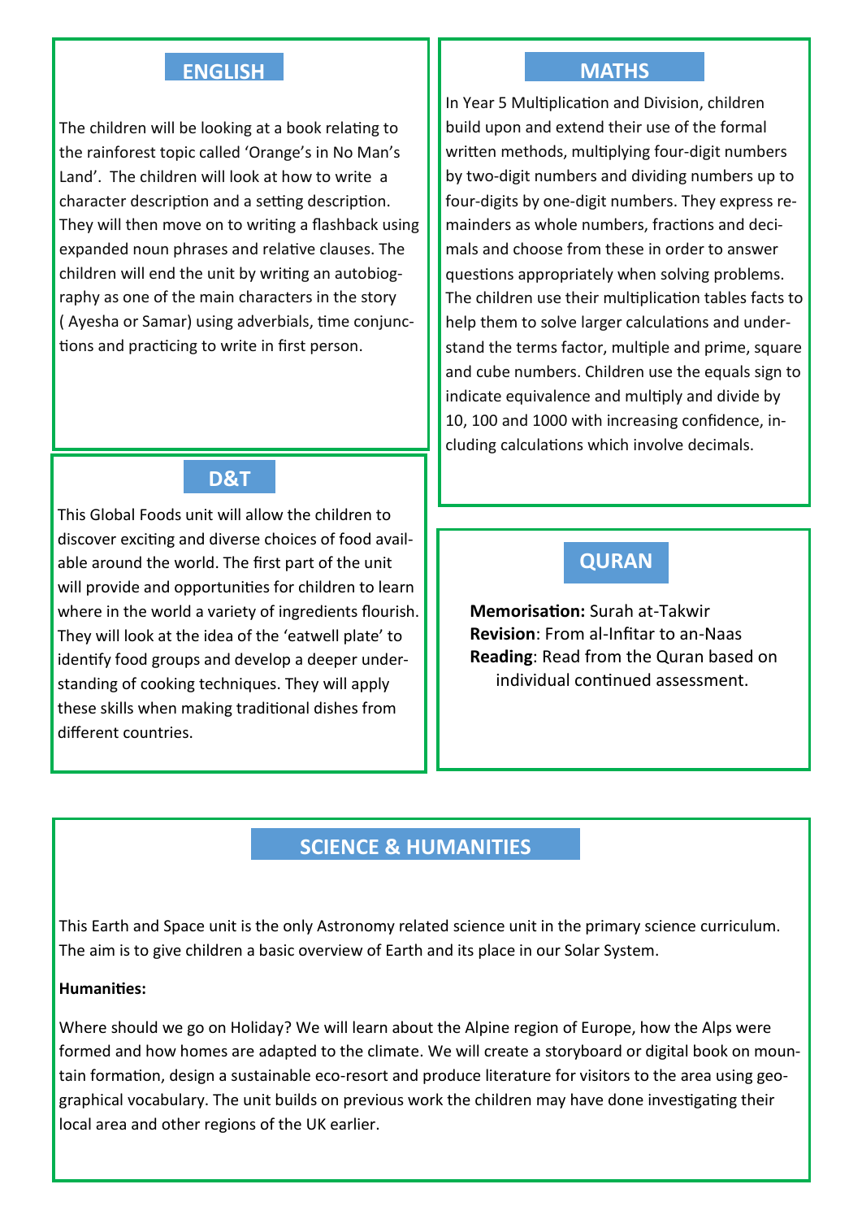## ENGLISH

The children will be looking at a book relating to the rainforest topic called 'Orange's in No Man's Land'. The children will look at how to write a character description and a setting description. They will then move on to writing a flashback using expanded noun phrases and relative clauses. The children will end the unit by writing an autobiography as one of the main characters in the story ( Ayesha or Samar) using adverbials, time conjunctions and practicing to write in first person.

## MATHS

In Year 5 Multiplication and Division, children build upon and extend their use of the formal written methods, multiplying four-digit numbers by two-digit numbers and dividing numbers up to four-digits by one-digit numbers. They express remainders as whole numbers, fractions and decimals and choose from these in order to answer questions appropriately when solving problems. The children use their multiplication tables facts to help them to solve larger calculations and understand the terms factor, multiple and prime, square and cube numbers. Children use the equals sign to indicate equivalence and multiply and divide by 10, 100 and 1000 with increasing confidence, including calculations which involve decimals.

## D&T

This Global Foods unit will allow the children to discover exciting and diverse choices of food available around the world. The first part of the unit will provide and opportunities for children to learn where in the world a variety of ingredients flourish. They will look at the idea of the 'eatwell plate' to identify food groups and develop a deeper understanding of cooking techniques. They will apply these skills when making traditional dishes from different countries.

## QURAN

**Memorisation:** Surah at-Takwir
**Revision**: From al-Infitar to an-Naas
**Reading**: Read from the Quran based on individual continued assessment.

## SCIENCE & HUMANITIES

This Earth and Space unit is the only Astronomy related science unit in the primary science curriculum. The aim is to give children a basic overview of Earth and its place in our Solar System.

**Humanities:**

Where should we go on Holiday? We will learn about the Alpine region of Europe, how the Alps were formed and how homes are adapted to the climate. We will create a storyboard or digital book on mountain formation, design a sustainable eco-resort and produce literature for visitors to the area using geographical vocabulary. The unit builds on previous work the children may have done investigating their local area and other regions of the UK earlier.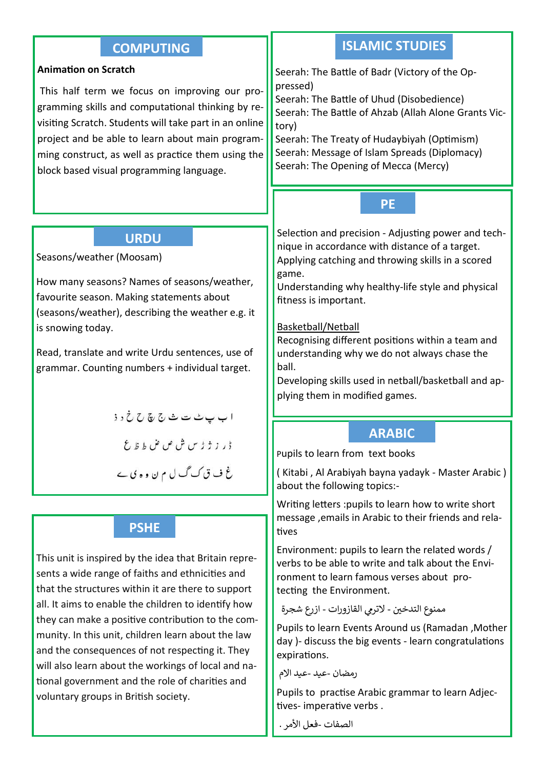## COMPUTING

**Animation on Scratch**

This half term we focus on improving our programming skills and computational thinking by revisiting Scratch. Students will take part in an online project and be able to learn about main programming construct, as well as practice them using the block based visual programming language.

## URDU

Seasons/weather (Moosam)

How many seasons? Names of seasons/weather, favourite season. Making statements about (seasons/weather), describing the weather e.g. it is snowing today.

Read, translate and write Urdu sentences, use of grammar. Counting numbers + individual target.

ا ب پ ٹ ت ث ج چ ح خ د ڈ

ذ ر ز ژ س ش ص ض ط ظ ع

غ ف ق ک گ ل م ن و ہ ی ے

## PSHE

This unit is inspired by the idea that Britain represents a wide range of faiths and ethnicities and that the structures within it are there to support all. It aims to enable the children to identify how they can make a positive contribution to the community. In this unit, children learn about the law and the consequences of not respecting it. They will also learn about the workings of local and national government and the role of charities and voluntary groups in British society.

## ISLAMIC STUDIES

Seerah: The Battle of Badr (Victory of the Oppressed)
Seerah: The Battle of Uhud (Disobedience)
Seerah: The Battle of Ahzab (Allah Alone Grants Victory)
Seerah: The Treaty of Hudaybiyah (Optimism)
Seerah: Message of Islam Spreads (Diplomacy)
Seerah: The Opening of Mecca (Mercy)

## PE

Selection and precision - Adjusting power and technique in accordance with distance of a target.
Applying catching and throwing skills in a scored game.
Understanding why healthy-life style and physical fitness is important.

Basketball/Netball
Recognising different positions within a team and understanding why we do not always chase the ball.
Developing skills used in netball/basketball and applying them in modified games.

## ARABIC

Pupils to learn from text books

( Kitabi , Al Arabiyah bayna yadayk - Master Arabic ) about the following topics:-

Writing letters :pupils to learn how to write short message ,emails in Arabic to their friends and relatives

Environment: pupils to learn the related words / verbs to be able to write and talk about the Environment to learn famous verses about protecting the Environment.

ممنوع التدخين - لاترمي القاذورات - ازرع شجرة

Pupils to learn Events Around us (Ramadan ,Mother day )- discuss the big events - learn congratulations expirations.

رمضان -عيد -عيد الام

Pupils to practise Arabic grammar to learn Adjectives- imperative verbs .

الصفات -فعل الأمر .